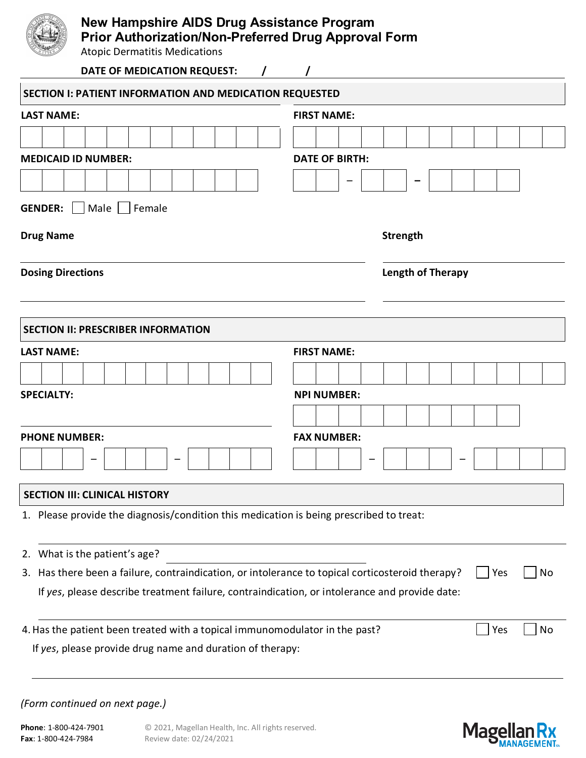# New Hampshire AIDS Drug Assistance Program
## Prior Authorization/Non-Preferred Drug Approval Form

Atopic Dermatitis Medications

**DATE OF MEDICATION REQUEST:** / /

## SECTION I: PATIENT INFORMATION AND MEDICATION REQUESTED

**LAST NAME:**

**FIRST NAME:**

**MEDICAID ID NUMBER:**

**DATE OF BIRTH:** – –

**GENDER:** ☐ Male ☐ Female

**Drug Name**

**Strength**

**Dosing Directions**

**Length of Therapy**

## SECTION II: PRESCRIBER INFORMATION

**LAST NAME:**

**FIRST NAME:**

**SPECIALTY:**

**NPI NUMBER:**

**PHONE NUMBER:** – –

**FAX NUMBER:** – –

## SECTION III: CLINICAL HISTORY

1. Please provide the diagnosis/condition this medication is being prescribed to treat:
2. What is the patient's age?
3. Has there been a failure, contraindication, or intolerance to topical corticosteroid therapy? ☐ Yes ☐ No

   If *yes*, please describe treatment failure, contraindication, or intolerance and provide date:
4. Has the patient been treated with a topical immunomodulator in the past? ☐ Yes ☐ No

   If *yes*, please provide drug name and duration of therapy:

*(Form continued on next page.)*

**Phone**: 1-800-424-7901
**Fax**: 1-800-424-7984

© 2021, Magellan Health, Inc. All rights reserved.
Review date: 02/24/2021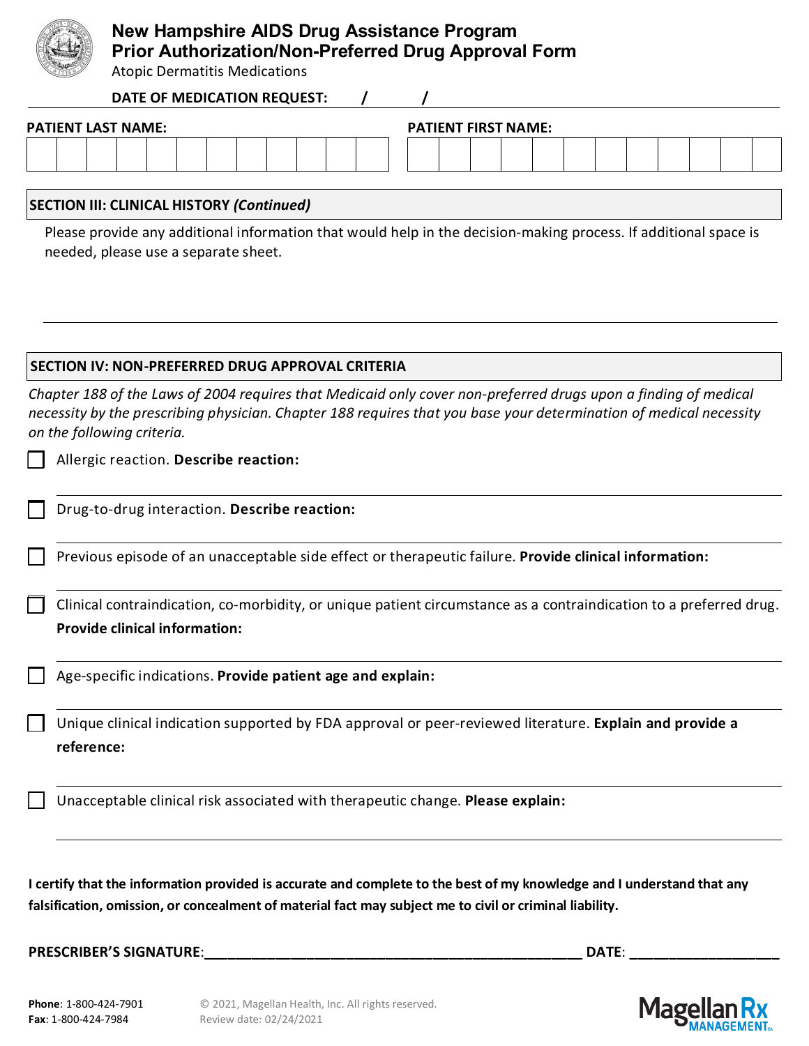# New Hampshire AIDS Drug Assistance Program
# Prior Authorization/Non-Preferred Drug Approval Form

Atopic Dermatitis Medications

**DATE OF MEDICATION REQUEST:** / /

**PATIENT LAST NAME:**

**PATIENT FIRST NAME:**

## SECTION III: CLINICAL HISTORY *(Continued)*

Please provide any additional information that would help in the decision-making process. If additional space is needed, please use a separate sheet.

## SECTION IV: NON-PREFERRED DRUG APPROVAL CRITERIA

*Chapter 188 of the Laws of 2004 requires that Medicaid only cover non-preferred drugs upon a finding of medical necessity by the prescribing physician. Chapter 188 requires that you base your determination of medical necessity on the following criteria.*

- ☐ Allergic reaction. **Describe reaction:**
- ☐ Drug-to-drug interaction. **Describe reaction:**
- ☐ Previous episode of an unacceptable side effect or therapeutic failure. **Provide clinical information:**
- ☐ Clinical contraindication, co-morbidity, or unique patient circumstance as a contraindication to a preferred drug. **Provide clinical information:**
- ☐ Age-specific indications. **Provide patient age and explain:**
- ☐ Unique clinical indication supported by FDA approval or peer-reviewed literature. **Explain and provide a reference:**
- ☐ Unacceptable clinical risk associated with therapeutic change. **Please explain:**

**I certify that the information provided is accurate and complete to the best of my knowledge and I understand that any falsification, omission, or concealment of material fact may subject me to civil or criminal liability.**

**PRESCRIBER'S SIGNATURE**:\_\_\_\_\_\_\_\_\_\_\_\_\_\_\_\_\_\_\_\_\_\_\_\_\_\_\_\_\_\_\_\_\_\_\_\_\_\_\_\_ **DATE**: \_\_\_\_\_\_\_\_\_\_\_\_\_\_\_\_

**Phone**: 1-800-424-7901
**Fax**: 1-800-424-7984

© 2021, Magellan Health, Inc. All rights reserved.
Review date: 02/24/2021

Magellan Rx MANAGEMENT